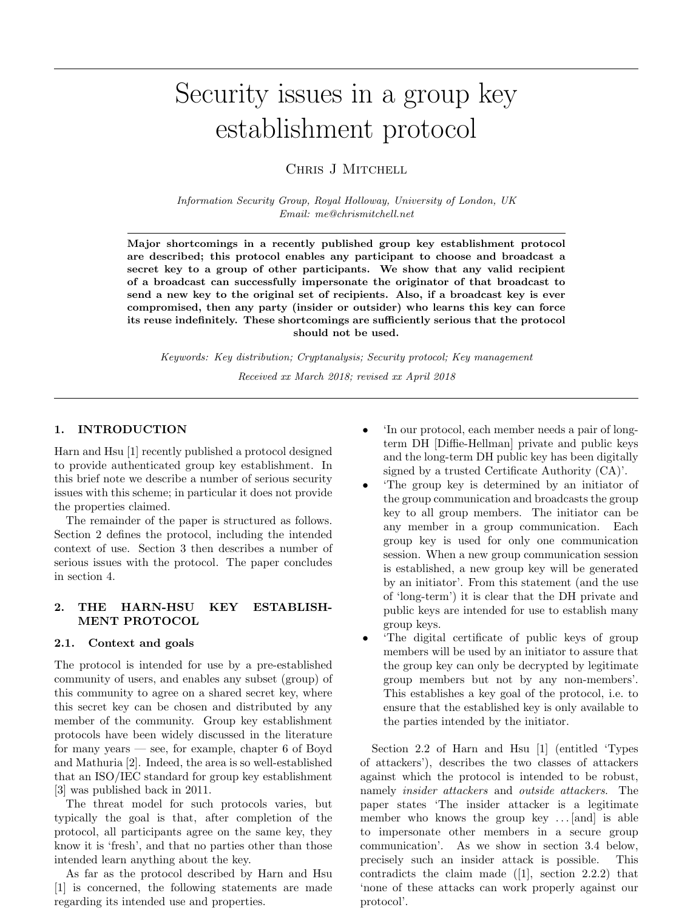# Security issues in a group key establishment protocol

Chris J Mitchell

*Information Security Group, Royal Holloway, University of London, UK*
*Email: me@chrismitchell.net*

**Major shortcomings in a recently published group key establishment protocol are described; this protocol enables any participant to choose and broadcast a secret key to a group of other participants. We show that any valid recipient of a broadcast can successfully impersonate the originator of that broadcast to send a new key to the original set of recipients. Also, if a broadcast key is ever compromised, then any party (insider or outsider) who learns this key can force its reuse indefinitely. These shortcomings are sufficiently serious that the protocol should not be used.**

*Keywords: Key distribution; Cryptanalysis; Security protocol; Key management*

*Received xx March 2018; revised xx April 2018*

## 1. INTRODUCTION

Harn and Hsu [1] recently published a protocol designed to provide authenticated group key establishment. In this brief note we describe a number of serious security issues with this scheme; in particular it does not provide the properties claimed.

The remainder of the paper is structured as follows. Section 2 defines the protocol, including the intended context of use. Section 3 then describes a number of serious issues with the protocol. The paper concludes in section 4.

## 2. THE HARN-HSU KEY ESTABLISHMENT PROTOCOL

### 2.1. Context and goals

The protocol is intended for use by a pre-established community of users, and enables any subset (group) of this community to agree on a shared secret key, where this secret key can be chosen and distributed by any member of the community. Group key establishment protocols have been widely discussed in the literature for many years — see, for example, chapter 6 of Boyd and Mathuria [2]. Indeed, the area is so well-established that an ISO/IEC standard for group key establishment [3] was published back in 2011.

The threat model for such protocols varies, but typically the goal is that, after completion of the protocol, all participants agree on the same key, they know it is 'fresh', and that no parties other than those intended learn anything about the key.

As far as the protocol described by Harn and Hsu [1] is concerned, the following statements are made regarding its intended use and properties.

- 'In our protocol, each member needs a pair of long-term DH [Diffie-Hellman] private and public keys and the long-term DH public key has been digitally signed by a trusted Certificate Authority (CA)'.
- 'The group key is determined by an initiator of the group communication and broadcasts the group key to all group members. The initiator can be any member in a group communication. Each group key is used for only one communication session. When a new group communication session is established, a new group key will be generated by an initiator'. From this statement (and the use of 'long-term') it is clear that the DH private and public keys are intended for use to establish many group keys.
- 'The digital certificate of public keys of group members will be used by an initiator to assure that the group key can only be decrypted by legitimate group members but not by any non-members'. This establishes a key goal of the protocol, i.e. to ensure that the established key is only available to the parties intended by the initiator.

Section 2.2 of Harn and Hsu [1] (entitled 'Types of attackers'), describes the two classes of attackers against which the protocol is intended to be robust, namely *insider attackers* and *outside attackers*. The paper states 'The insider attacker is a legitimate member who knows the group key . . . [and] is able to impersonate other members in a secure group communication'. As we show in section 3.4 below, precisely such an insider attack is possible. This contradicts the claim made ([1], section 2.2.2) that 'none of these attacks can work properly against our protocol'.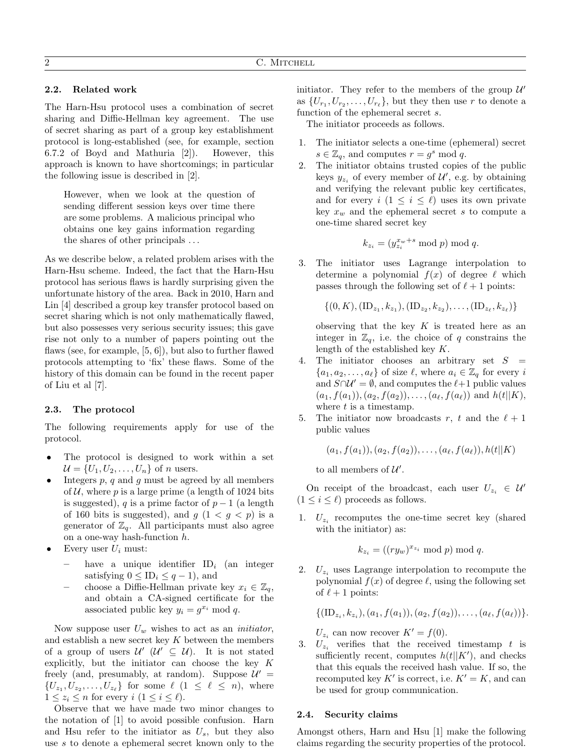### 2.2. Related work

The Harn-Hsu protocol uses a combination of secret sharing and Diffie-Hellman key agreement. The use of secret sharing as part of a group key establishment protocol is long-established (see, for example, section 6.7.2 of Boyd and Mathuria [2]). However, this approach is known to have shortcomings; in particular the following issue is described in [2].

> However, when we look at the question of sending different session keys over time there are some problems. A malicious principal who obtains one key gains information regarding the shares of other principals ...

As we describe below, a related problem arises with the Harn-Hsu scheme. Indeed, the fact that the Harn-Hsu protocol has serious flaws is hardly surprising given the unfortunate history of the area. Back in 2010, Harn and Lin [4] described a group key transfer protocol based on secret sharing which is not only mathematically flawed, but also possesses very serious security issues; this gave rise not only to a number of papers pointing out the flaws (see, for example, [5, 6]), but also to further flawed protocols attempting to 'fix' these flaws. Some of the history of this domain can be found in the recent paper of Liu et al [7].

### 2.3. The protocol

The following requirements apply for use of the protocol.

- The protocol is designed to work within a set $\mathcal{U} = \{U_1, U_2, \ldots, U_n\}$ of $n$ users.
- Integers $p$, $q$ and $g$ must be agreed by all members of $\mathcal{U}$, where $p$ is a large prime (a length of 1024 bits is suggested), $q$ is a prime factor of $p-1$ (a length of 160 bits is suggested), and $g$ ($1 < g < p$) is a generator of $\mathbb{Z}_q$. All participants must also agree on a one-way hash-function $h$.
- Every user $U_i$ must:
  - have a unique identifier $\text{ID}_i$ (an integer satisfying $0 \leq \text{ID}_i \leq q-1$), and
  - choose a Diffie-Hellman private key $x_i \in \mathbb{Z}_q$, and obtain a CA-signed certificate for the associated public key $y_i = g^{x_i} \bmod q$.

Now suppose user $U_w$ wishes to act as an *initiator*, and establish a new secret key $K$ between the members of a group of users $\mathcal{U}'$ ($\mathcal{U}' \subseteq \mathcal{U}$). It is not stated explicitly, but the initiator can choose the key $K$ freely (and, presumably, at random). Suppose $\mathcal{U}' = \{U_{z_1}, U_{z_2}, \ldots, U_{z_\ell}\}$ for some $\ell$ ($1 \leq \ell \leq n$), where $1 \leq z_i \leq n$ for every $i$ ($1 \leq i \leq \ell$).

Observe that we have made two minor changes to the notation of [1] to avoid possible confusion. Harn and Hsu refer to the initiator as $U_s$, but they also use $s$ to denote a ephemeral secret known only to the initiator. They refer to the members of the group $\mathcal{U}'$ as $\{U_{r_1}, U_{r_2}, \ldots, U_{r_\ell}\}$, but they then use $r$ to denote a function of the ephemeral secret $s$.

The initiator proceeds as follows.

1. The initiator selects a one-time (ephemeral) secret $s \in \mathbb{Z}_q$, and computes $r = g^s \bmod q$.
2. The initiator obtains trusted copies of the public keys $y_{z_i}$ of every member of $\mathcal{U}'$, e.g. by obtaining and verifying the relevant public key certificates, and for every $i$ ($1 \leq i \leq \ell$) uses its own private key $x_w$ and the ephemeral secret $s$ to compute a one-time shared secret key
$$k_{z_i} = (y_{z_i}^{x_w+s} \bmod p) \bmod q.$$
3. The initiator uses Lagrange interpolation to determine a polynomial $f(x)$ of degree $\ell$ which passes through the following set of $\ell+1$ points:
$$\{(0, K), (\text{ID}_{z_1}, k_{z_1}), (\text{ID}_{z_2}, k_{z_2}), \ldots, (\text{ID}_{z_\ell}, k_{z_\ell})\}$$
observing that the key $K$ is treated here as an integer in $\mathbb{Z}_q$, i.e. the choice of $q$ constrains the length of the established key $K$.
4. The initiator chooses an arbitrary set $S = \{a_1, a_2, \ldots, a_\ell\}$ of size $\ell$, where $a_i \in \mathbb{Z}_q$ for every $i$ and $S \cap \mathcal{U}' = \emptyset$, and computes the $\ell+1$ public values $(a_1, f(a_1)), (a_2, f(a_2)), \ldots, (a_\ell, f(a_\ell))$ and $h(t||K)$, where $t$ is a timestamp.
5. The initiator now broadcasts $r$, $t$ and the $\ell+1$ public values
$$(a_1, f(a_1)), (a_2, f(a_2)), \ldots, (a_\ell, f(a_\ell)), h(t||K)$$
to all members of $\mathcal{U}'$.

On receipt of the broadcast, each user $U_{z_i} \in \mathcal{U}'$ ($1 \leq i \leq \ell$) proceeds as follows.

1. $U_{z_i}$ recomputes the one-time secret key (shared with the initiator) as:
$$k_{z_i} = ((ry_w)^{x_{z_i}} \bmod p) \bmod q.$$
2. $U_{z_i}$ uses Lagrange interpolation to recompute the polynomial $f(x)$ of degree $\ell$, using the following set of $\ell+1$ points:
$$\{(\text{ID}_{z_i}, k_{z_i}), (a_1, f(a_1)), (a_2, f(a_2)), \ldots, (a_\ell, f(a_\ell))\}.$$
$U_{z_i}$ can now recover $K' = f(0)$.
3. $U_{z_i}$ verifies that the received timestamp $t$ is sufficiently recent, computes $h(t||K')$, and checks that this equals the received hash value. If so, the recomputed key $K'$ is correct, i.e. $K' = K$, and can be used for group communication.

### 2.4. Security claims

Amongst others, Harn and Hsu [1] make the following claims regarding the security properties of the protocol.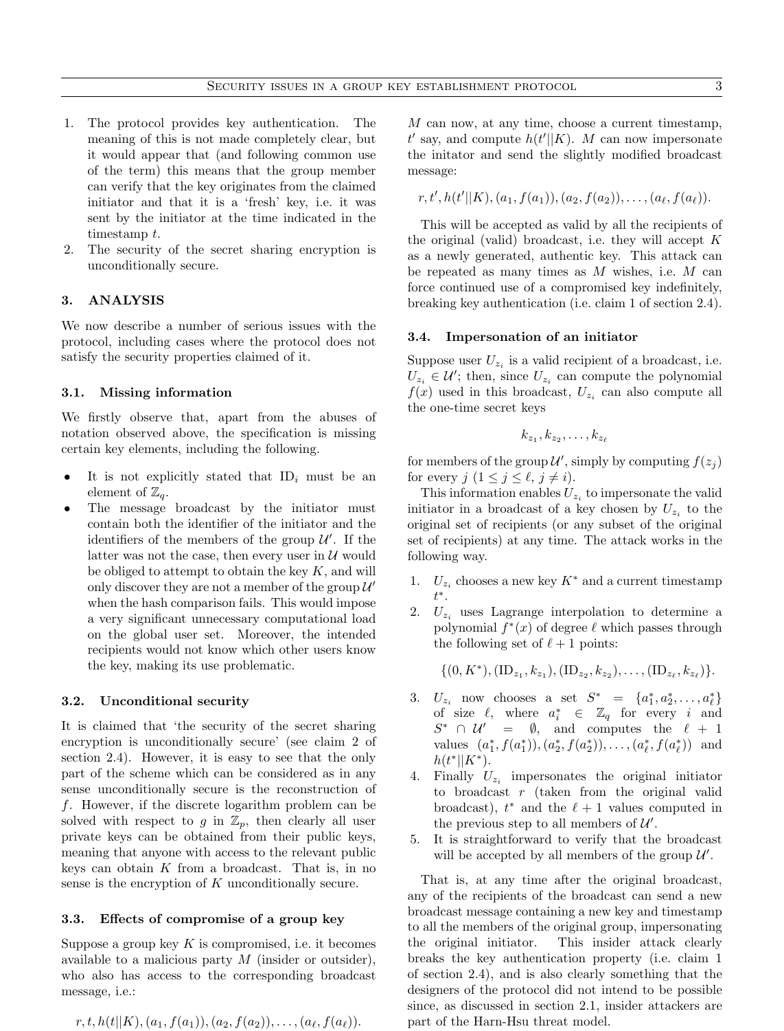1. The protocol provides key authentication. The meaning of this is not made completely clear, but it would appear that (and following common use of the term) this means that the group member can verify that the key originates from the claimed initiator and that it is a 'fresh' key, i.e. it was sent by the initiator at the time indicated in the timestamp $t$.
2. The security of the secret sharing encryption is unconditionally secure.

## 3. ANALYSIS

We now describe a number of serious issues with the protocol, including cases where the protocol does not satisfy the security properties claimed of it.

### 3.1. Missing information

We firstly observe that, apart from the abuses of notation observed above, the specification is missing certain key elements, including the following.

- It is not explicitly stated that $\text{ID}_i$ must be an element of $\mathbb{Z}_q$.
- The message broadcast by the initiator must contain both the identifier of the initiator and the identifiers of the members of the group $\mathcal{U}'$. If the latter was not the case, then every user in $\mathcal{U}$ would be obliged to attempt to obtain the key $K$, and will only discover they are not a member of the group $\mathcal{U}'$ when the hash comparison fails. This would impose a very significant unnecessary computational load on the global user set. Moreover, the intended recipients would not know which other users know the key, making its use problematic.

### 3.2. Unconditional security

It is claimed that 'the security of the secret sharing encryption is unconditionally secure' (see claim 2 of section 2.4). However, it is easy to see that the only part of the scheme which can be considered as in any sense unconditionally secure is the reconstruction of $f$. However, if the discrete logarithm problem can be solved with respect to $g$ in $\mathbb{Z}_p$, then clearly all user private keys can be obtained from their public keys, meaning that anyone with access to the relevant public keys can obtain $K$ from a broadcast. That is, in no sense is the encryption of $K$ unconditionally secure.

### 3.3. Effects of compromise of a group key

Suppose a group key $K$ is compromised, i.e. it becomes available to a malicious party $M$ (insider or outsider), who also has access to the corresponding broadcast message, i.e.:

$$r, t, h(t||K), (a_1, f(a_1)), (a_2, f(a_2)), \ldots, (a_\ell, f(a_\ell)).$$

$M$ can now, at any time, choose a current timestamp, $t'$ say, and compute $h(t'||K)$. $M$ can now impersonate the initator and send the slightly modified broadcast message:

$$r, t', h(t'||K), (a_1, f(a_1)), (a_2, f(a_2)), \ldots, (a_\ell, f(a_\ell)).$$

This will be accepted as valid by all the recipients of the original (valid) broadcast, i.e. they will accept $K$ as a newly generated, authentic key. This attack can be repeated as many times as $M$ wishes, i.e. $M$ can force continued use of a compromised key indefinitely, breaking key authentication (i.e. claim 1 of section 2.4).

### 3.4. Impersonation of an initiator

Suppose user $U_{z_i}$ is a valid recipient of a broadcast, i.e. $U_{z_i} \in \mathcal{U}'$; then, since $U_{z_i}$ can compute the polynomial $f(x)$ used in this broadcast, $U_{z_i}$ can also compute all the one-time secret keys

$$k_{z_1}, k_{z_2}, \ldots, k_{z_\ell}$$

for members of the group $\mathcal{U}'$, simply by computing $f(z_j)$ for every $j$ ($1 \leq j \leq \ell$, $j \neq i$).

This information enables $U_{z_i}$ to impersonate the valid initiator in a broadcast of a key chosen by $U_{z_i}$ to the original set of recipients (or any subset of the original set of recipients) at any time. The attack works in the following way.

1. $U_{z_i}$ chooses a new key $K^*$ and a current timestamp $t^*$.
2. $U_{z_i}$ uses Lagrange interpolation to determine a polynomial $f^*(x)$ of degree $\ell$ which passes through the following set of $\ell + 1$ points:
$$\{(0, K^*), (\text{ID}_{z_1}, k_{z_1}), (\text{ID}_{z_2}, k_{z_2}), \ldots, (\text{ID}_{z_\ell}, k_{z_\ell})\}.$$
3. $U_{z_i}$ now chooses a set $S^* = \{a_1^*, a_2^*, \ldots, a_\ell^*\}$ of size $\ell$, where $a_i^* \in \mathbb{Z}_q$ for every $i$ and $S^* \cap \mathcal{U}' = \emptyset$, and computes the $\ell + 1$ values $(a_1^*, f(a_1^*)), (a_2^*, f(a_2^*)), \ldots, (a_\ell^*, f(a_\ell^*))$ and $h(t^*||K^*)$.
4. Finally $U_{z_i}$ impersonates the original initiator to broadcast $r$ (taken from the original valid broadcast), $t^*$ and the $\ell + 1$ values computed in the previous step to all members of $\mathcal{U}'$.
5. It is straightforward to verify that the broadcast will be accepted by all members of the group $\mathcal{U}'$.

That is, at any time after the original broadcast, any of the recipients of the broadcast can send a new broadcast message containing a new key and timestamp to all the members of the original group, impersonating the original initiator. This insider attack clearly breaks the key authentication property (i.e. claim 1 of section 2.4), and is also clearly something that the designers of the protocol did not intend to be possible since, as discussed in section 2.1, insider attackers are part of the Harn-Hsu threat model.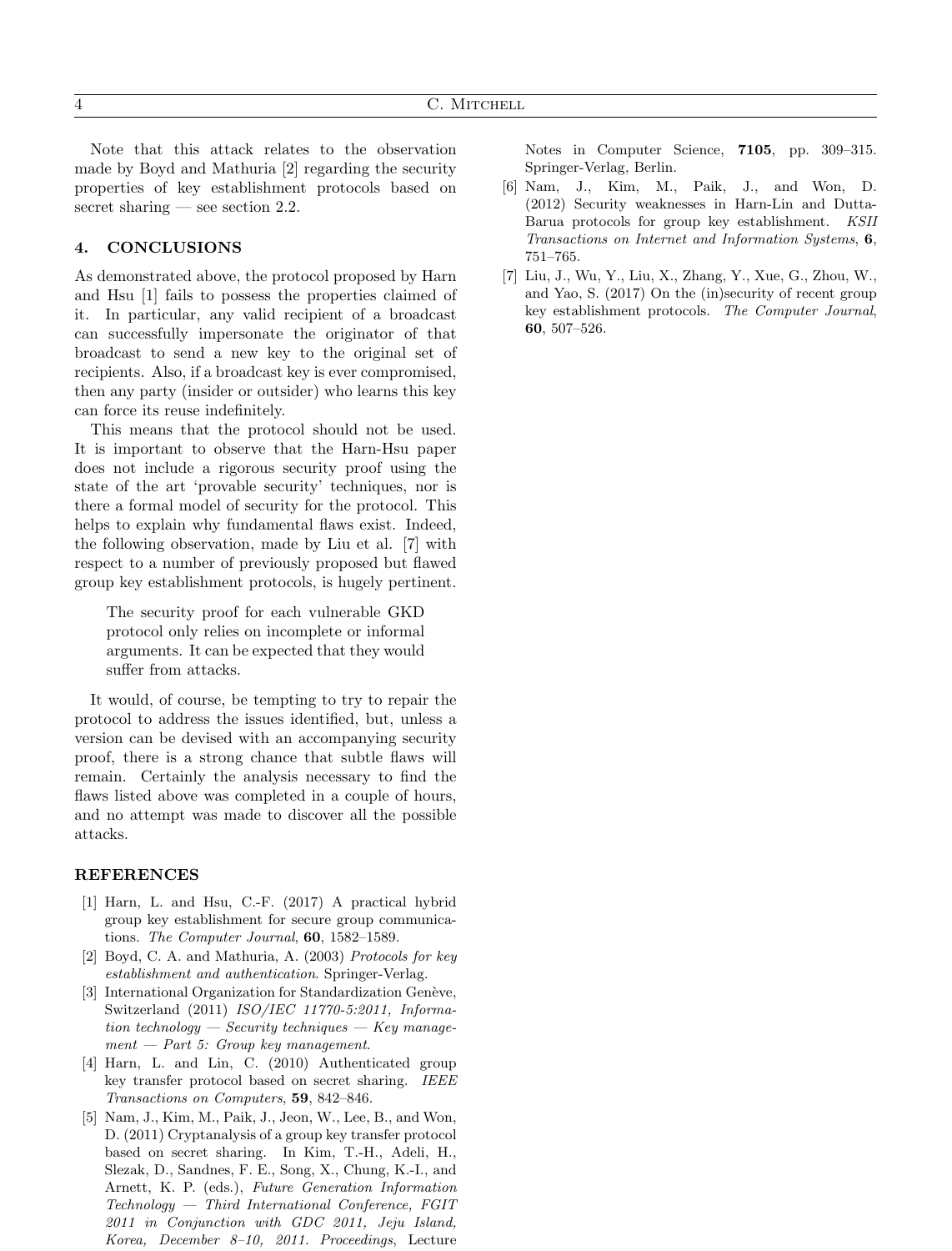Note that this attack relates to the observation made by Boyd and Mathuria [2] regarding the security properties of key establishment protocols based on secret sharing — see section 2.2.

## 4. CONCLUSIONS

As demonstrated above, the protocol proposed by Harn and Hsu [1] fails to possess the properties claimed of it. In particular, any valid recipient of a broadcast can successfully impersonate the originator of that broadcast to send a new key to the original set of recipients. Also, if a broadcast key is ever compromised, then any party (insider or outsider) who learns this key can force its reuse indefinitely.

This means that the protocol should not be used. It is important to observe that the Harn-Hsu paper does not include a rigorous security proof using the state of the art 'provable security' techniques, nor is there a formal model of security for the protocol. This helps to explain why fundamental flaws exist. Indeed, the following observation, made by Liu et al. [7] with respect to a number of previously proposed but flawed group key establishment protocols, is hugely pertinent.

> The security proof for each vulnerable GKD protocol only relies on incomplete or informal arguments. It can be expected that they would suffer from attacks.

It would, of course, be tempting to try to repair the protocol to address the issues identified, but, unless a version can be devised with an accompanying security proof, there is a strong chance that subtle flaws will remain. Certainly the analysis necessary to find the flaws listed above was completed in a couple of hours, and no attempt was made to discover all the possible attacks.

## REFERENCES

[1] Harn, L. and Hsu, C.-F. (2017) A practical hybrid group key establishment for secure group communications. *The Computer Journal*, **60**, 1582–1589.

[2] Boyd, C. A. and Mathuria, A. (2003) *Protocols for key establishment and authentication*. Springer-Verlag.

[3] International Organization for Standardization Genève, Switzerland (2011) *ISO/IEC 11770-5:2011, Information technology — Security techniques — Key management — Part 5: Group key management*.

[4] Harn, L. and Lin, C. (2010) Authenticated group key transfer protocol based on secret sharing. *IEEE Transactions on Computers*, **59**, 842–846.

[5] Nam, J., Kim, M., Paik, J., Jeon, W., Lee, B., and Won, D. (2011) Cryptanalysis of a group key transfer protocol based on secret sharing. In Kim, T.-H., Adeli, H., Slezak, D., Sandnes, F. E., Song, X., Chung, K.-I., and Arnett, K. P. (eds.), *Future Generation Information Technology — Third International Conference, FGIT 2011 in Conjunction with GDC 2011, Jeju Island, Korea, December 8–10, 2011. Proceedings*, Lecture Notes in Computer Science, **7105**, pp. 309–315. Springer-Verlag, Berlin.

[6] Nam, J., Kim, M., Paik, J., and Won, D. (2012) Security weaknesses in Harn-Lin and Dutta-Barua protocols for group key establishment. *KSII Transactions on Internet and Information Systems*, **6**, 751–765.

[7] Liu, J., Wu, Y., Liu, X., Zhang, Y., Xue, G., Zhou, W., and Yao, S. (2017) On the (in)security of recent group key establishment protocols. *The Computer Journal*, **60**, 507–526.